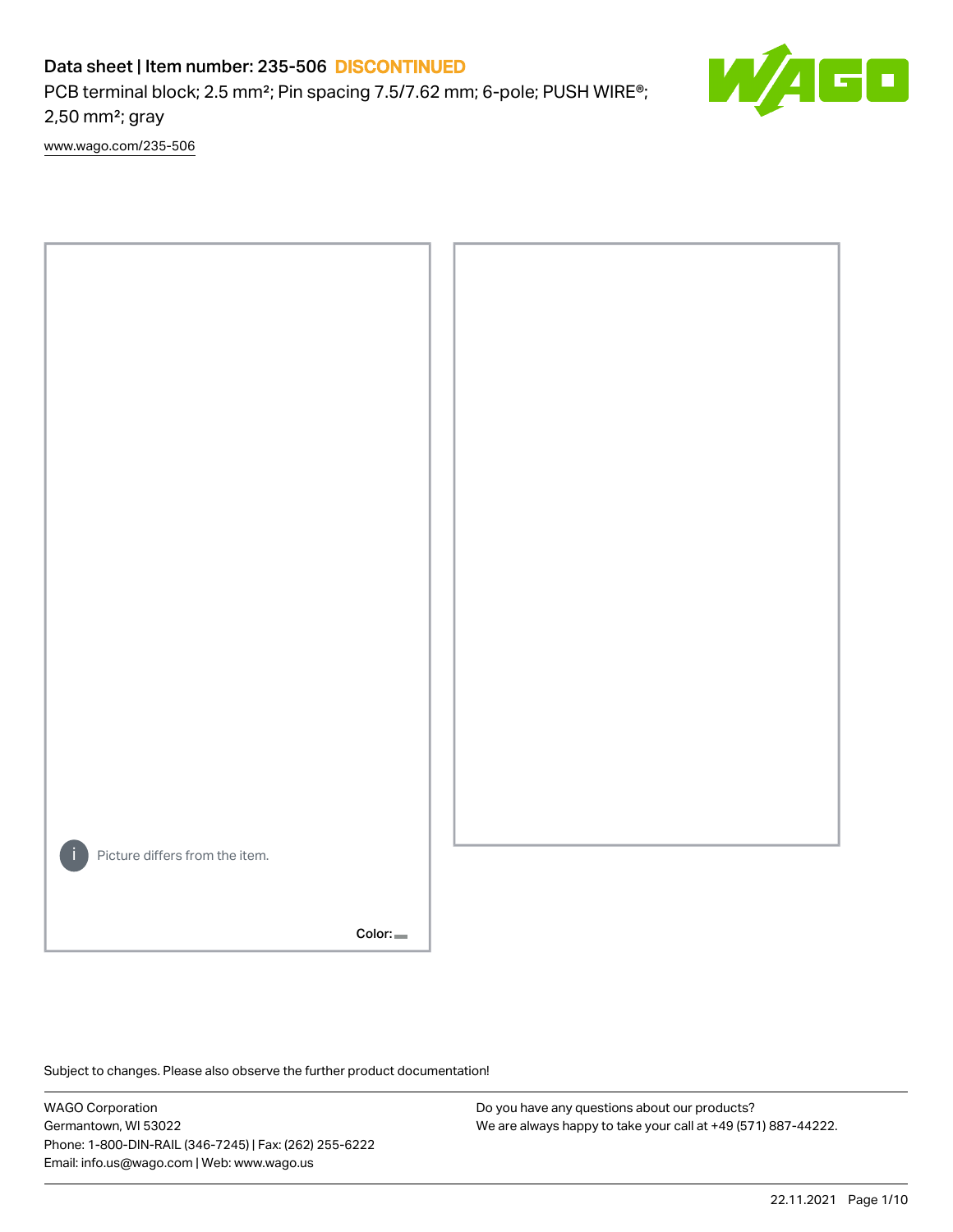# Data sheet | Item number: 235-506 DISCONTINUED

PCB terminal block; 2.5 mm²; Pin spacing 7.5/7.62 mm; 6-pole; PUSH WIRE®; 2,50 mm²; gray

www.wago.com/235-506

Picture differs from the item.

Color:

Subject to changes. Please also observe the further product documentation!

WAGO Corporation
Germantown, WI 53022
Phone: 1-800-DIN-RAIL (346-7245) | Fax: (262) 255-6222
Email: info.us@wago.com | Web: www.wago.us

Do you have any questions about our products?
We are always happy to take your call at +49 (571) 887-44222.

22.11.2021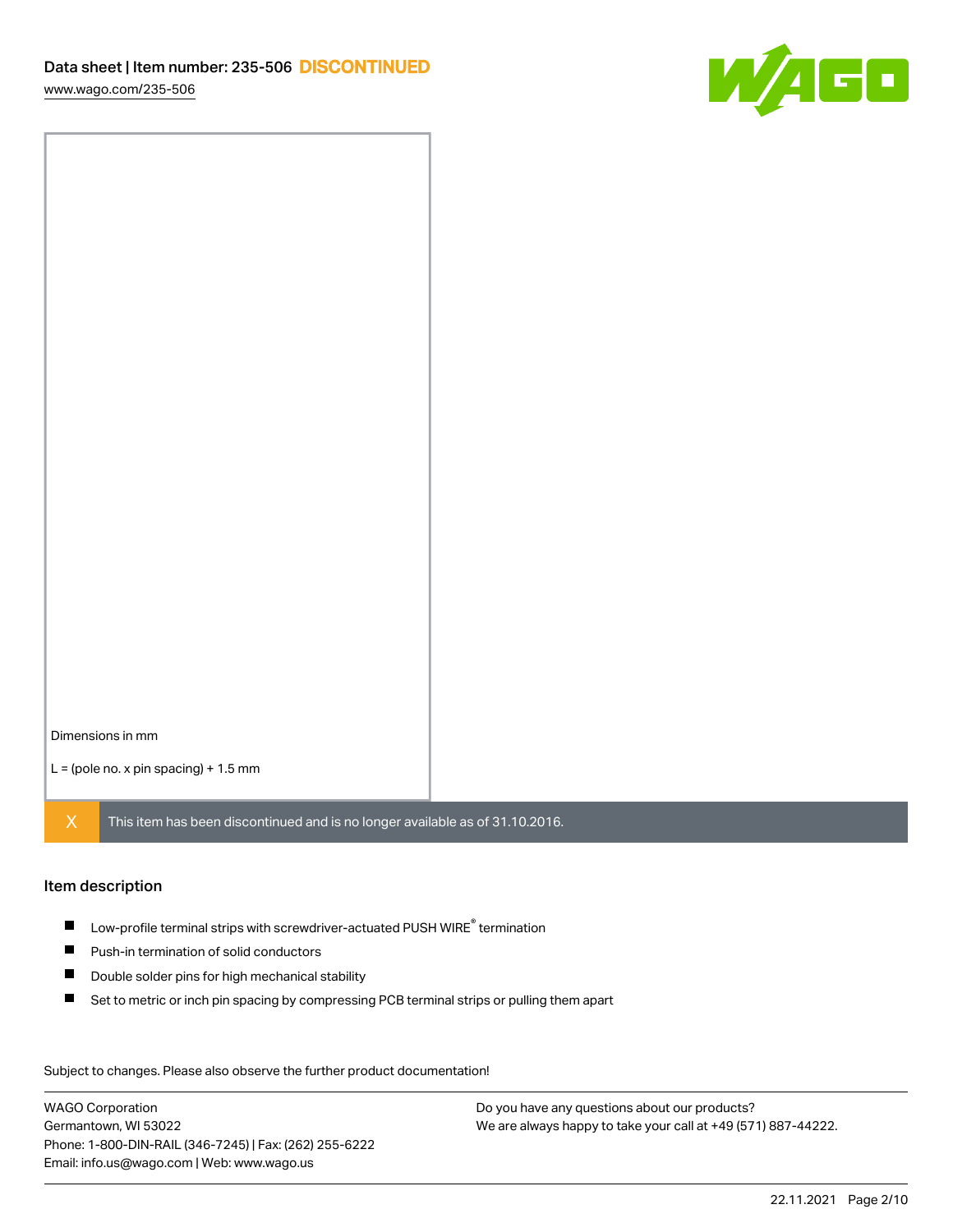Dimensions in mm

L = (pole no. x pin spacing) + 1.5 mm

X This item has been discontinued and is no longer available as of 31.10.2016.

## Item description

- Low-profile terminal strips with screwdriver-actuated PUSH WIRE® termination
- Push-in termination of solid conductors
- Double solder pins for high mechanical stability
- Set to metric or inch pin spacing by compressing PCB terminal strips or pulling them apart

Subject to changes. Please also observe the further product documentation!

WAGO Corporation
Germantown, WI 53022
Phone: 1-800-DIN-RAIL (346-7245) | Fax: (262) 255-6222
Email: info.us@wago.com | Web: www.wago.us

Do you have any questions about our products?
We are always happy to take your call at +49 (571) 887-44222.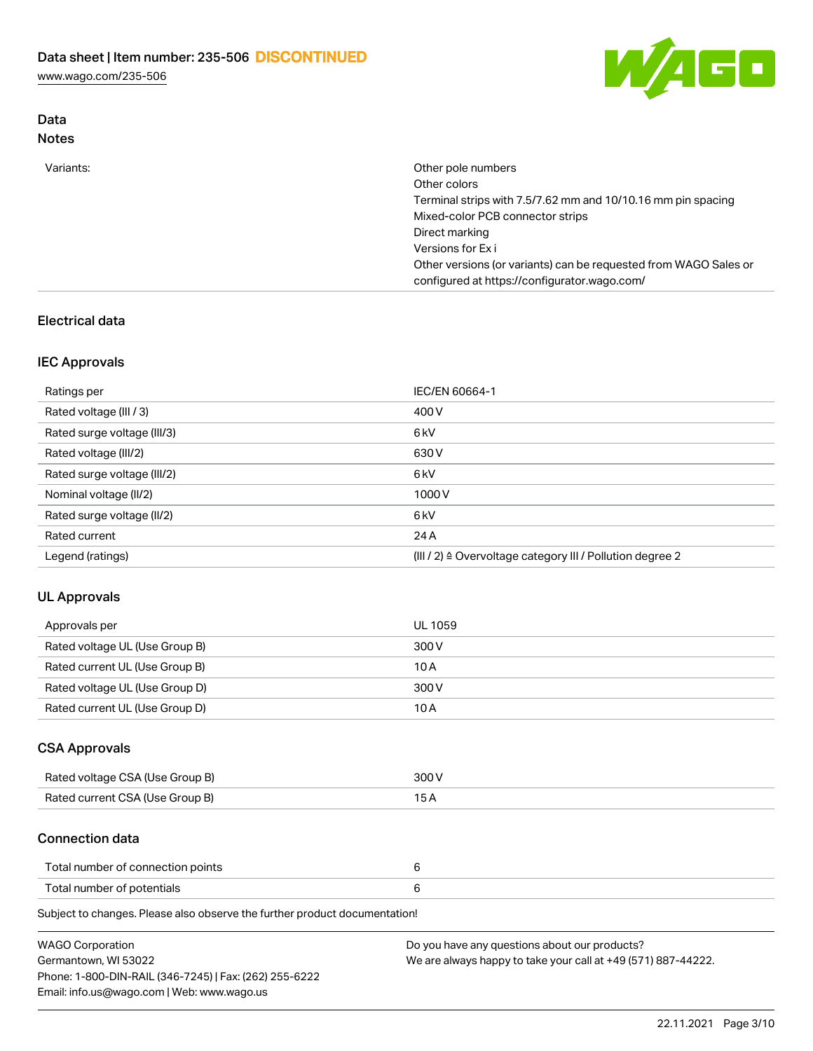## Data

### Notes

| | |
|---|---|
| Variants: | Other pole numbers<br>Other colors<br>Terminal strips with 7.5/7.62 mm and 10/10.16 mm pin spacing<br>Mixed-color PCB connector strips<br>Direct marking<br>Versions for Ex i<br>Other versions (or variants) can be requested from WAGO Sales or configured at https://configurator.wago.com/ |

## Electrical data

### IEC Approvals

| | |
|---|---|
| Ratings per | IEC/EN 60664-1 |
| Rated voltage (III / 3) | 400 V |
| Rated surge voltage (III/3) | 6 kV |
| Rated voltage (III/2) | 630 V |
| Rated surge voltage (III/2) | 6 kV |
| Nominal voltage (II/2) | 1000 V |
| Rated surge voltage (II/2) | 6 kV |
| Rated current | 24 A |
| Legend (ratings) | (III / 2) ≙ Overvoltage category III / Pollution degree 2 |

### UL Approvals

| | |
|---|---|
| Approvals per | UL 1059 |
| Rated voltage UL (Use Group B) | 300 V |
| Rated current UL (Use Group B) | 10 A |
| Rated voltage UL (Use Group D) | 300 V |
| Rated current UL (Use Group D) | 10 A |

### CSA Approvals

| | |
|---|---|
| Rated voltage CSA (Use Group B) | 300 V |
| Rated current CSA (Use Group B) | 15 A |

### Connection data

| | |
|---|---|
| Total number of connection points | 6 |
| Total number of potentials | 6 |

Subject to changes. Please also observe the further product documentation!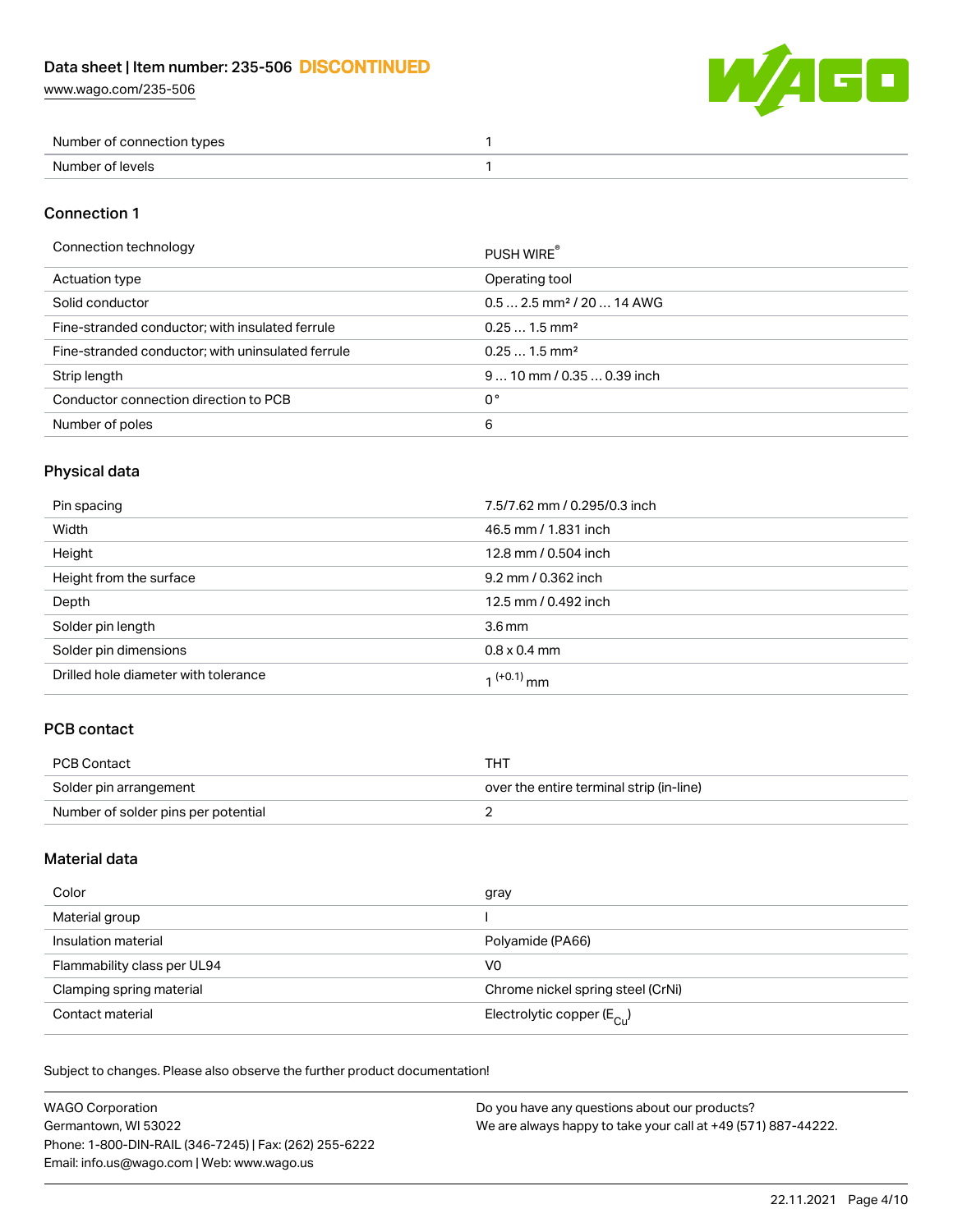| Number of connection types | 1 |
| --- | --- |
| Number of levels | 1 |

## Connection 1

| Connection technology | PUSH WIRE® |
| --- | --- |
| Actuation type | Operating tool |
| Solid conductor | 0.5 … 2.5 mm² / 20 … 14 AWG |
| Fine-stranded conductor; with insulated ferrule | 0.25 … 1.5 mm² |
| Fine-stranded conductor; with uninsulated ferrule | 0.25 … 1.5 mm² |
| Strip length | 9 … 10 mm / 0.35 … 0.39 inch |
| Conductor connection direction to PCB | 0 ° |
| Number of poles | 6 |

## Physical data

| Pin spacing | 7.5/7.62 mm / 0.295/0.3 inch |
| --- | --- |
| Width | 46.5 mm / 1.831 inch |
| Height | 12.8 mm / 0.504 inch |
| Height from the surface | 9.2 mm / 0.362 inch |
| Depth | 12.5 mm / 0.492 inch |
| Solder pin length | 3.6 mm |
| Solder pin dimensions | 0.8 x 0.4 mm |
| Drilled hole diameter with tolerance | $1^{(+0.1)}$ mm |

## PCB contact

| PCB Contact | THT |
| --- | --- |
| Solder pin arrangement | over the entire terminal strip (in-line) |
| Number of solder pins per potential | 2 |

## Material data

| Color | gray |
| --- | --- |
| Material group | I |
| Insulation material | Polyamide (PA66) |
| Flammability class per UL94 | V0 |
| Clamping spring material | Chrome nickel spring steel (CrNi) |
| Contact material | Electrolytic copper ($E_{Cu}$) |

Subject to changes. Please also observe the further product documentation!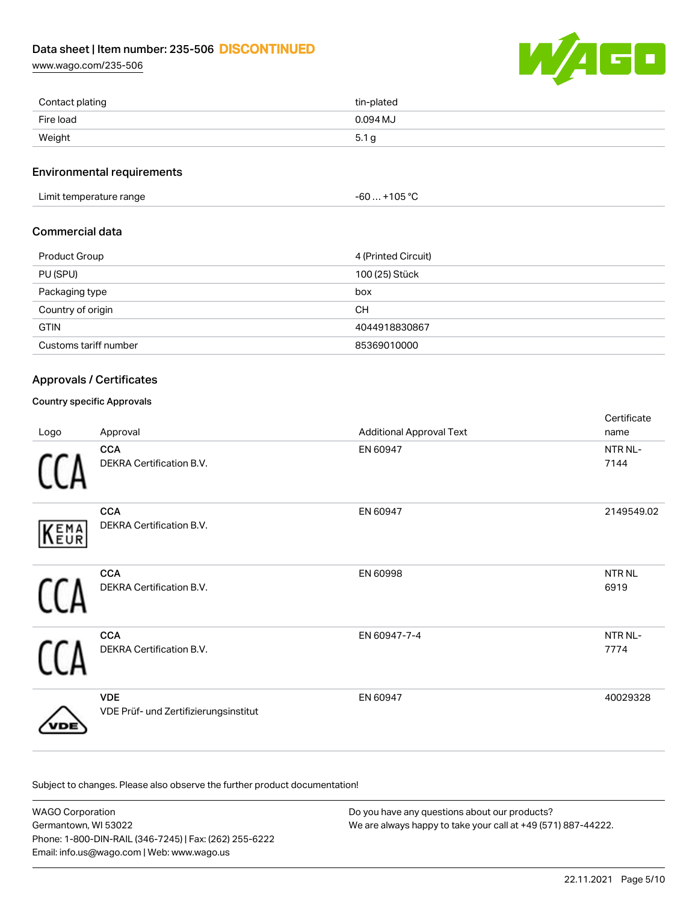| | |
|---|---|
| Contact plating | tin-plated |
| Fire load | 0.094 MJ |
| Weight | 5.1 g |

## Environmental requirements

| | |
|---|---|
| Limit temperature range | -60 … +105 °C |

## Commercial data

| | |
|---|---|
| Product Group | 4 (Printed Circuit) |
| PU (SPU) | 100 (25) Stück |
| Packaging type | box |
| Country of origin | CH |
| GTIN | 4044918830867 |
| Customs tariff number | 85369010000 |

## Approvals / Certificates

### Country specific Approvals

| Logo | Approval | Additional Approval Text | Certificate name |
|---|---|---|---|
| | **CCA** DEKRA Certification B.V. | EN 60947 | NTR NL-7144 |
| | **CCA** DEKRA Certification B.V. | EN 60947 | 2149549.02 |
| | **CCA** DEKRA Certification B.V. | EN 60998 | NTR NL 6919 |
| | **CCA** DEKRA Certification B.V. | EN 60947-7-4 | NTR NL-7774 |
| | **VDE** VDE Prüf- und Zertifizierungsinstitut | EN 60947 | 40029328 |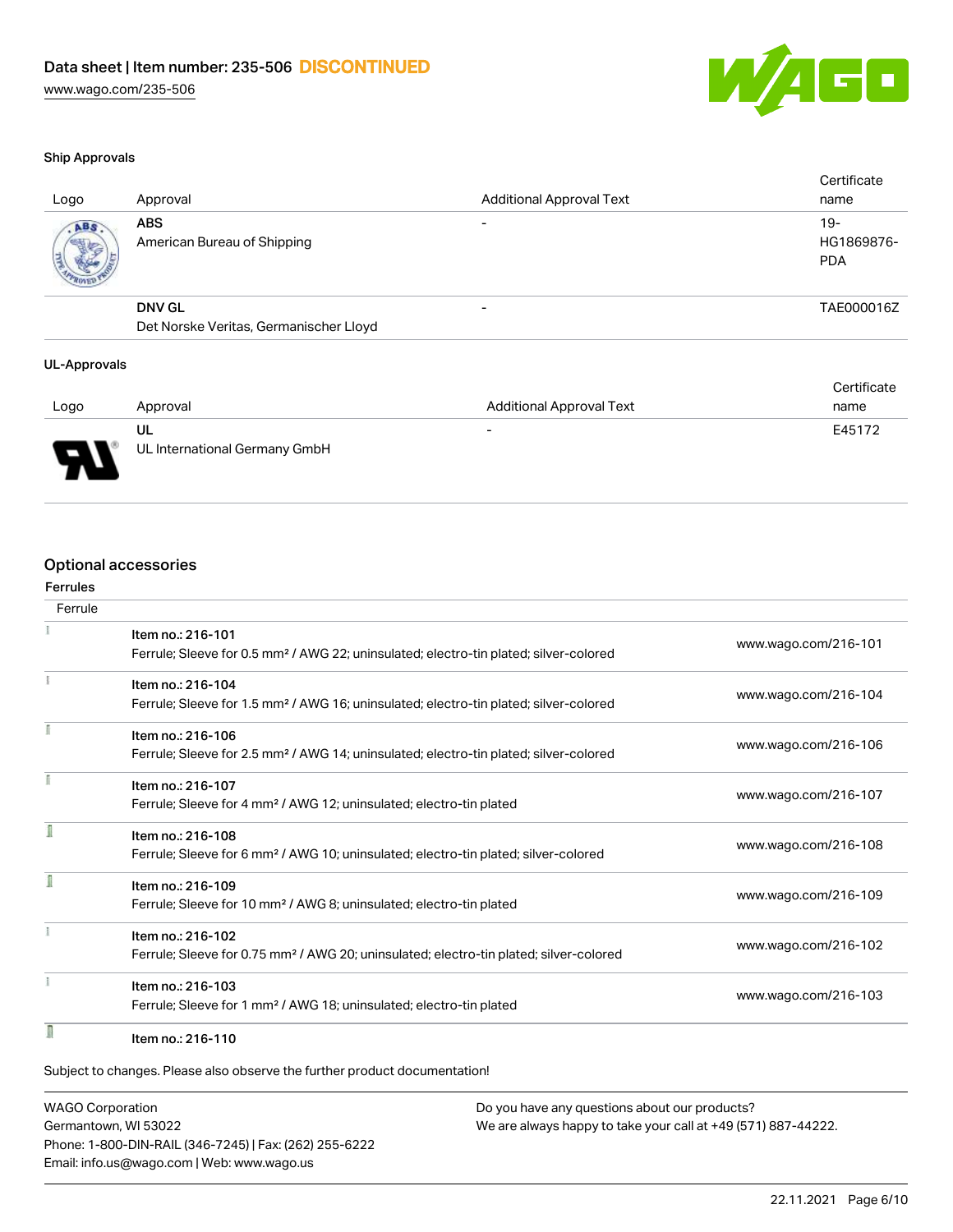### Ship Approvals

| Logo | Approval | Additional Approval Text | Certificate name |
| --- | --- | --- | --- |
| | **ABS**<br>American Bureau of Shipping | - | 19-HG1869876-PDA |
| | **DNV GL**<br>Det Norske Veritas, Germanischer Lloyd | - | TAE000016Z |

### UL-Approvals

| Logo | Approval | Additional Approval Text | Certificate name |
| --- | --- | --- | --- |
| | **UL**<br>UL International Germany GmbH | - | E45172 |

## Optional accessories

### Ferrules

| Ferrule | | |
| --- | --- | --- |
| | Item no.: 216-101<br>Ferrule; Sleeve for 0.5 mm² / AWG 22; uninsulated; electro-tin plated; silver-colored | www.wago.com/216-101 |
| | Item no.: 216-104<br>Ferrule; Sleeve for 1.5 mm² / AWG 16; uninsulated; electro-tin plated; silver-colored | www.wago.com/216-104 |
| | Item no.: 216-106<br>Ferrule; Sleeve for 2.5 mm² / AWG 14; uninsulated; electro-tin plated; silver-colored | www.wago.com/216-106 |
| | Item no.: 216-107<br>Ferrule; Sleeve for 4 mm² / AWG 12; uninsulated; electro-tin plated | www.wago.com/216-107 |
| | Item no.: 216-108<br>Ferrule; Sleeve for 6 mm² / AWG 10; uninsulated; electro-tin plated; silver-colored | www.wago.com/216-108 |
| | Item no.: 216-109<br>Ferrule; Sleeve for 10 mm² / AWG 8; uninsulated; electro-tin plated | www.wago.com/216-109 |
| | Item no.: 216-102<br>Ferrule; Sleeve for 0.75 mm² / AWG 20; uninsulated; electro-tin plated; silver-colored | www.wago.com/216-102 |
| | Item no.: 216-103<br>Ferrule; Sleeve for 1 mm² / AWG 18; uninsulated; electro-tin plated | www.wago.com/216-103 |
| | Item no.: 216-110 | |

Subject to changes. Please also observe the further product documentation!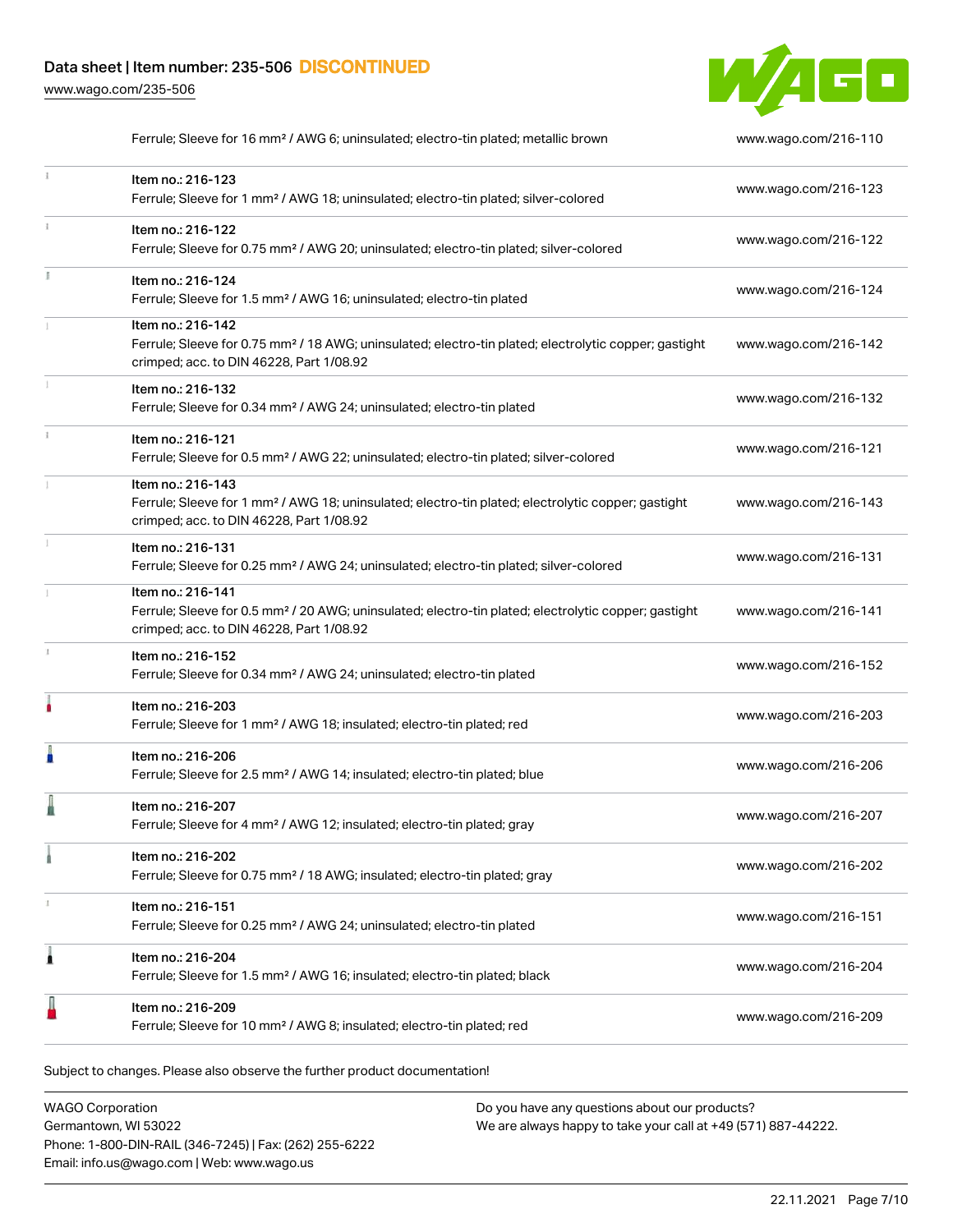| | | |
|---|---|---|
| | Ferrule; Sleeve for 16 mm² / AWG 6; uninsulated; electro-tin plated; metallic brown | www.wago.com/216-110 |
| | Item no.: 216-123<br>Ferrule; Sleeve for 1 mm² / AWG 18; uninsulated; electro-tin plated; silver-colored | www.wago.com/216-123 |
| | Item no.: 216-122<br>Ferrule; Sleeve for 0.75 mm² / AWG 20; uninsulated; electro-tin plated; silver-colored | www.wago.com/216-122 |
| | Item no.: 216-124<br>Ferrule; Sleeve for 1.5 mm² / AWG 16; uninsulated; electro-tin plated | www.wago.com/216-124 |
| | Item no.: 216-142<br>Ferrule; Sleeve for 0.75 mm² / 18 AWG; uninsulated; electro-tin plated; electrolytic copper; gastight crimped; acc. to DIN 46228, Part 1/08.92 | www.wago.com/216-142 |
| | Item no.: 216-132<br>Ferrule; Sleeve for 0.34 mm² / AWG 24; uninsulated; electro-tin plated | www.wago.com/216-132 |
| | Item no.: 216-121<br>Ferrule; Sleeve for 0.5 mm² / AWG 22; uninsulated; electro-tin plated; silver-colored | www.wago.com/216-121 |
| | Item no.: 216-143<br>Ferrule; Sleeve for 1 mm² / AWG 18; uninsulated; electro-tin plated; electrolytic copper; gastight crimped; acc. to DIN 46228, Part 1/08.92 | www.wago.com/216-143 |
| | Item no.: 216-131<br>Ferrule; Sleeve for 0.25 mm² / AWG 24; uninsulated; electro-tin plated; silver-colored | www.wago.com/216-131 |
| | Item no.: 216-141<br>Ferrule; Sleeve for 0.5 mm² / 20 AWG; uninsulated; electro-tin plated; electrolytic copper; gastight crimped; acc. to DIN 46228, Part 1/08.92 | www.wago.com/216-141 |
| | Item no.: 216-152<br>Ferrule; Sleeve for 0.34 mm² / AWG 24; uninsulated; electro-tin plated | www.wago.com/216-152 |
| | Item no.: 216-203<br>Ferrule; Sleeve for 1 mm² / AWG 18; insulated; electro-tin plated; red | www.wago.com/216-203 |
| | Item no.: 216-206<br>Ferrule; Sleeve for 2.5 mm² / AWG 14; insulated; electro-tin plated; blue | www.wago.com/216-206 |
| | Item no.: 216-207<br>Ferrule; Sleeve for 4 mm² / AWG 12; insulated; electro-tin plated; gray | www.wago.com/216-207 |
| | Item no.: 216-202<br>Ferrule; Sleeve for 0.75 mm² / 18 AWG; insulated; electro-tin plated; gray | www.wago.com/216-202 |
| | Item no.: 216-151<br>Ferrule; Sleeve for 0.25 mm² / AWG 24; uninsulated; electro-tin plated | www.wago.com/216-151 |
| | Item no.: 216-204<br>Ferrule; Sleeve for 1.5 mm² / AWG 16; insulated; electro-tin plated; black | www.wago.com/216-204 |
| | Item no.: 216-209<br>Ferrule; Sleeve for 10 mm² / AWG 8; insulated; electro-tin plated; red | www.wago.com/216-209 |

Subject to changes. Please also observe the further product documentation!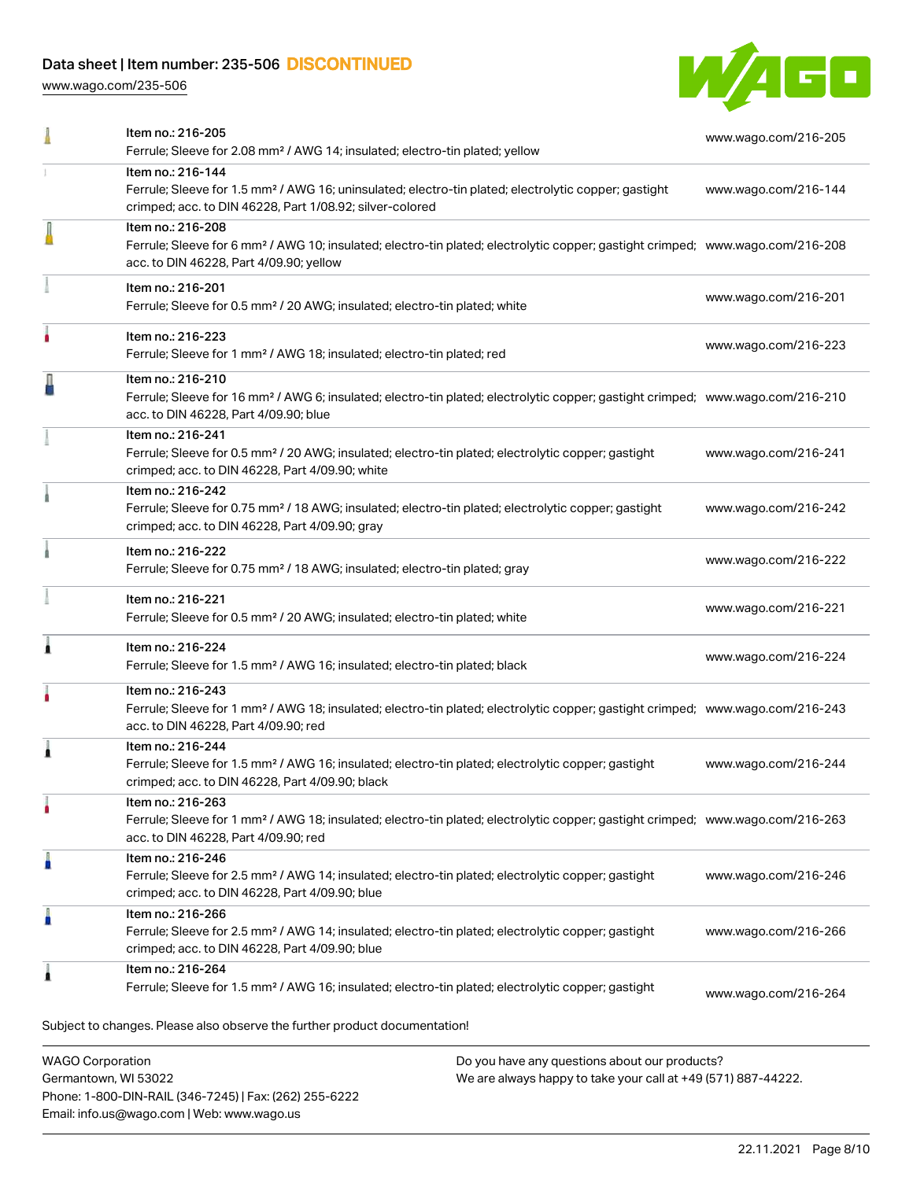| | | |
|---|---|---|
| | Item no.: 216-205<br>Ferrule; Sleeve for 2.08 mm² / AWG 14; insulated; electro-tin plated; yellow | www.wago.com/216-205 |
| | Item no.: 216-144<br>Ferrule; Sleeve for 1.5 mm² / AWG 16; uninsulated; electro-tin plated; electrolytic copper; gastight crimped; acc. to DIN 46228, Part 1/08.92; silver-colored | www.wago.com/216-144 |
| | Item no.: 216-208<br>Ferrule; Sleeve for 6 mm² / AWG 10; insulated; electro-tin plated; electrolytic copper; gastight crimped; acc. to DIN 46228, Part 4/09.90; yellow | www.wago.com/216-208 |
| | Item no.: 216-201<br>Ferrule; Sleeve for 0.5 mm² / 20 AWG; insulated; electro-tin plated; white | www.wago.com/216-201 |
| | Item no.: 216-223<br>Ferrule; Sleeve for 1 mm² / AWG 18; insulated; electro-tin plated; red | www.wago.com/216-223 |
| | Item no.: 216-210<br>Ferrule; Sleeve for 16 mm² / AWG 6; insulated; electro-tin plated; electrolytic copper; gastight crimped; acc. to DIN 46228, Part 4/09.90; blue | www.wago.com/216-210 |
| | Item no.: 216-241<br>Ferrule; Sleeve for 0.5 mm² / 20 AWG; insulated; electro-tin plated; electrolytic copper; gastight crimped; acc. to DIN 46228, Part 4/09.90; white | www.wago.com/216-241 |
| | Item no.: 216-242<br>Ferrule; Sleeve for 0.75 mm² / 18 AWG; insulated; electro-tin plated; electrolytic copper; gastight crimped; acc. to DIN 46228, Part 4/09.90; gray | www.wago.com/216-242 |
| | Item no.: 216-222<br>Ferrule; Sleeve for 0.75 mm² / 18 AWG; insulated; electro-tin plated; gray | www.wago.com/216-222 |
| | Item no.: 216-221<br>Ferrule; Sleeve for 0.5 mm² / 20 AWG; insulated; electro-tin plated; white | www.wago.com/216-221 |
| | Item no.: 216-224<br>Ferrule; Sleeve for 1.5 mm² / AWG 16; insulated; electro-tin plated; black | www.wago.com/216-224 |
| | Item no.: 216-243<br>Ferrule; Sleeve for 1 mm² / AWG 18; insulated; electro-tin plated; electrolytic copper; gastight crimped; acc. to DIN 46228, Part 4/09.90; red | www.wago.com/216-243 |
| | Item no.: 216-244<br>Ferrule; Sleeve for 1.5 mm² / AWG 16; insulated; electro-tin plated; electrolytic copper; gastight crimped; acc. to DIN 46228, Part 4/09.90; black | www.wago.com/216-244 |
| | Item no.: 216-263<br>Ferrule; Sleeve for 1 mm² / AWG 18; insulated; electro-tin plated; electrolytic copper; gastight crimped; acc. to DIN 46228, Part 4/09.90; red | www.wago.com/216-263 |
| | Item no.: 216-246<br>Ferrule; Sleeve for 2.5 mm² / AWG 14; insulated; electro-tin plated; electrolytic copper; gastight crimped; acc. to DIN 46228, Part 4/09.90; blue | www.wago.com/216-246 |
| | Item no.: 216-266<br>Ferrule; Sleeve for 2.5 mm² / AWG 14; insulated; electro-tin plated; electrolytic copper; gastight crimped; acc. to DIN 46228, Part 4/09.90; blue | www.wago.com/216-266 |
| | Item no.: 216-264<br>Ferrule; Sleeve for 1.5 mm² / AWG 16; insulated; electro-tin plated; electrolytic copper; gastight | www.wago.com/216-264 |

Subject to changes. Please also observe the further product documentation!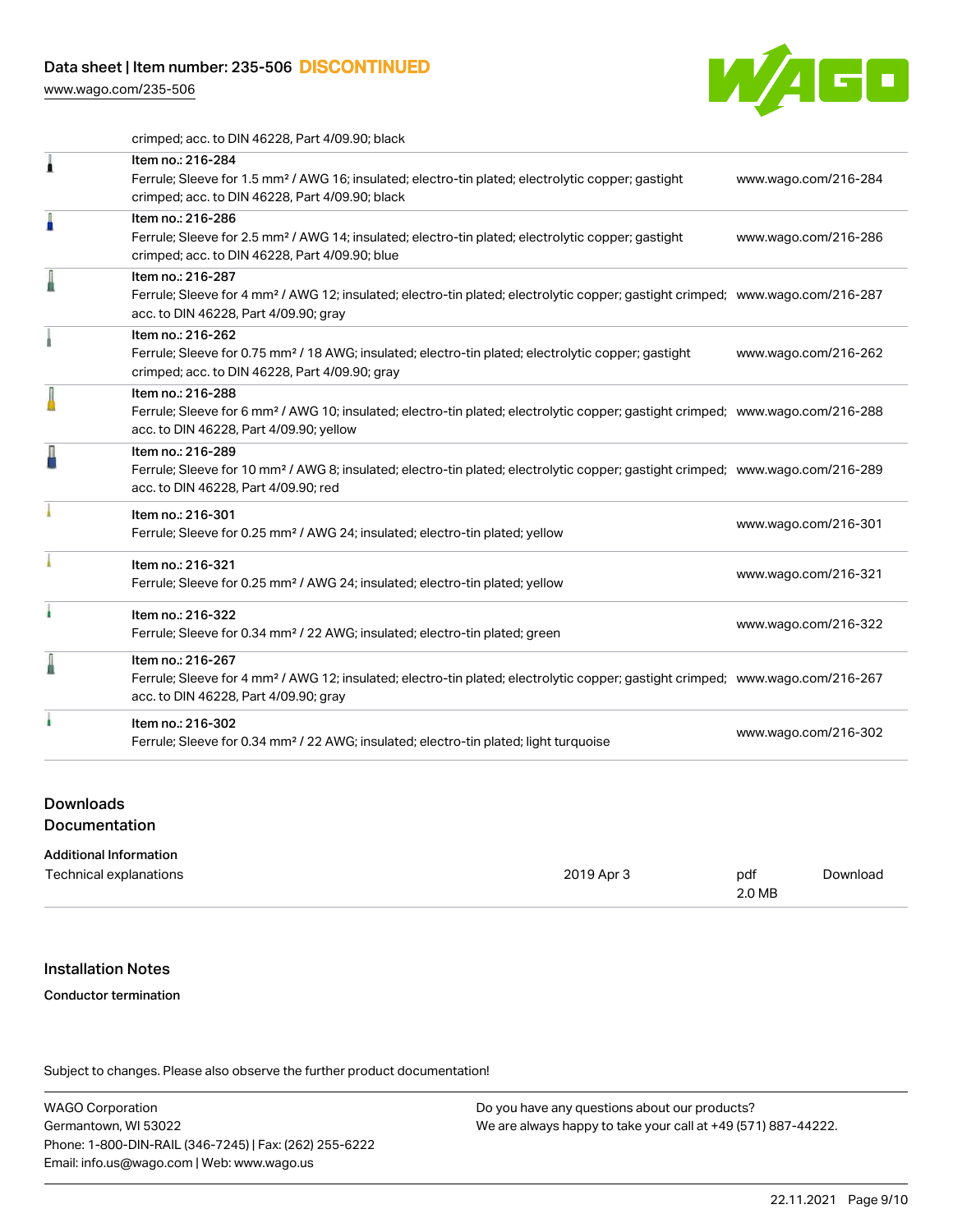| | | |
|---|---|---|
| | crimped; acc. to DIN 46228, Part 4/09.90; black | |
| | Item no.: 216-284<br>Ferrule; Sleeve for 1.5 mm² / AWG 16; insulated; electro-tin plated; electrolytic copper; gastight crimped; acc. to DIN 46228, Part 4/09.90; black | www.wago.com/216-284 |
| | Item no.: 216-286<br>Ferrule; Sleeve for 2.5 mm² / AWG 14; insulated; electro-tin plated; electrolytic copper; gastight crimped; acc. to DIN 46228, Part 4/09.90; blue | www.wago.com/216-286 |
| | Item no.: 216-287<br>Ferrule; Sleeve for 4 mm² / AWG 12; insulated; electro-tin plated; electrolytic copper; gastight crimped; acc. to DIN 46228, Part 4/09.90; gray | www.wago.com/216-287 |
| | Item no.: 216-262<br>Ferrule; Sleeve for 0.75 mm² / 18 AWG; insulated; electro-tin plated; electrolytic copper; gastight crimped; acc. to DIN 46228, Part 4/09.90; gray | www.wago.com/216-262 |
| | Item no.: 216-288<br>Ferrule; Sleeve for 6 mm² / AWG 10; insulated; electro-tin plated; electrolytic copper; gastight crimped; acc. to DIN 46228, Part 4/09.90; yellow | www.wago.com/216-288 |
| | Item no.: 216-289<br>Ferrule; Sleeve for 10 mm² / AWG 8; insulated; electro-tin plated; electrolytic copper; gastight crimped; acc. to DIN 46228, Part 4/09.90; red | www.wago.com/216-289 |
| | Item no.: 216-301<br>Ferrule; Sleeve for 0.25 mm² / AWG 24; insulated; electro-tin plated; yellow | www.wago.com/216-301 |
| | Item no.: 216-321<br>Ferrule; Sleeve for 0.25 mm² / AWG 24; insulated; electro-tin plated; yellow | www.wago.com/216-321 |
| | Item no.: 216-322<br>Ferrule; Sleeve for 0.34 mm² / 22 AWG; insulated; electro-tin plated; green | www.wago.com/216-322 |
| | Item no.: 216-267<br>Ferrule; Sleeve for 4 mm² / AWG 12; insulated; electro-tin plated; electrolytic copper; gastight crimped; acc. to DIN 46228, Part 4/09.90; gray | www.wago.com/216-267 |
| | Item no.: 216-302<br>Ferrule; Sleeve for 0.34 mm² / 22 AWG; insulated; electro-tin plated; light turquoise | www.wago.com/216-302 |

## Downloads
## Documentation

**Additional Information**

| | | | |
|---|---|---|---|
| Technical explanations | 2019 Apr 3 | pdf<br>2.0 MB | Download |

## Installation Notes

**Conductor termination**

Subject to changes. Please also observe the further product documentation!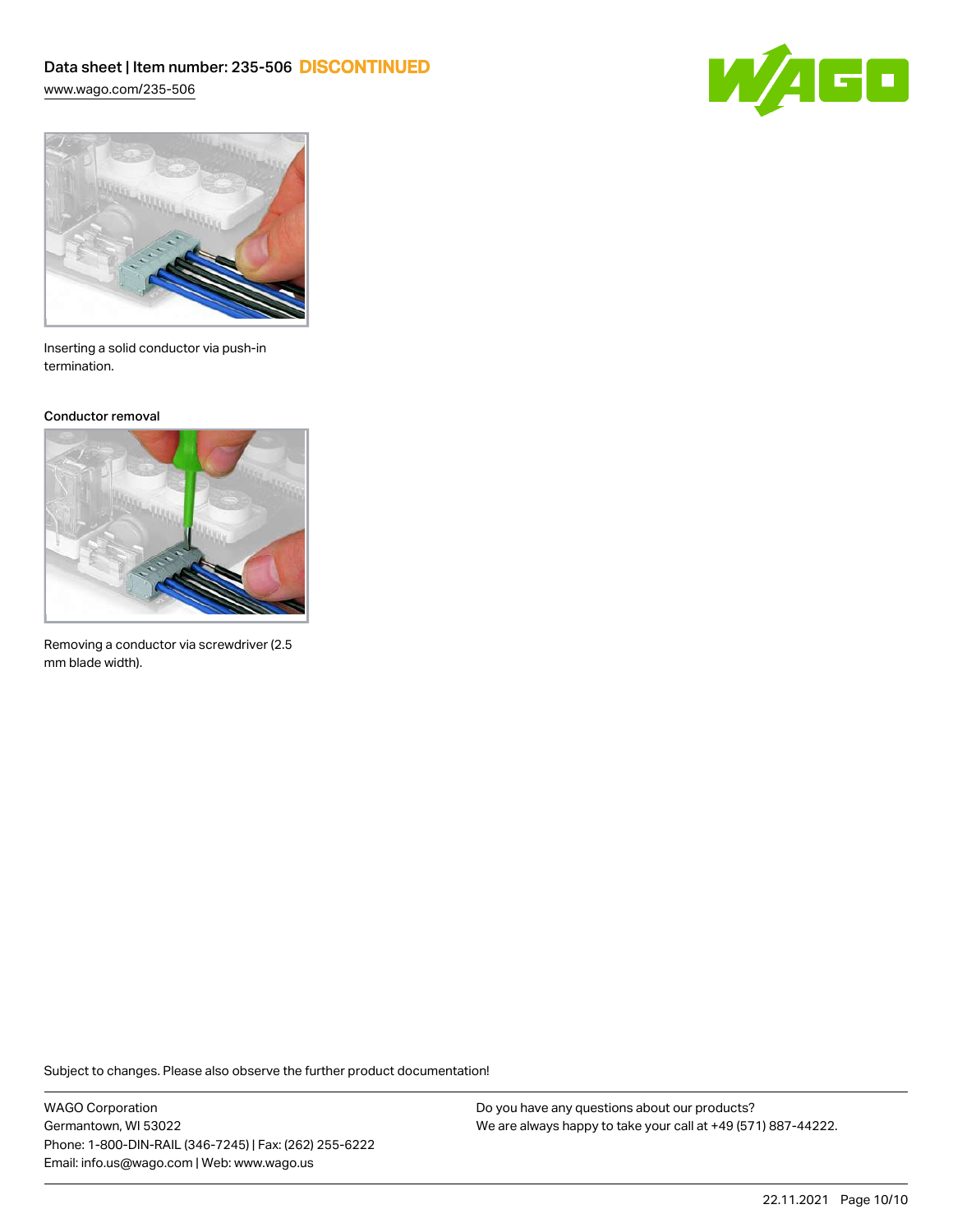Inserting a solid conductor via push-in termination.

Conductor removal

Removing a conductor via screwdriver (2.5 mm blade width).

Subject to changes. Please also observe the further product documentation!

WAGO Corporation
Germantown, WI 53022
Phone: 1-800-DIN-RAIL (346-7245) | Fax: (262) 255-6222
Email: info.us@wago.com | Web: www.wago.us

Do you have any questions about our products?
We are always happy to take your call at +49 (571) 887-44222.